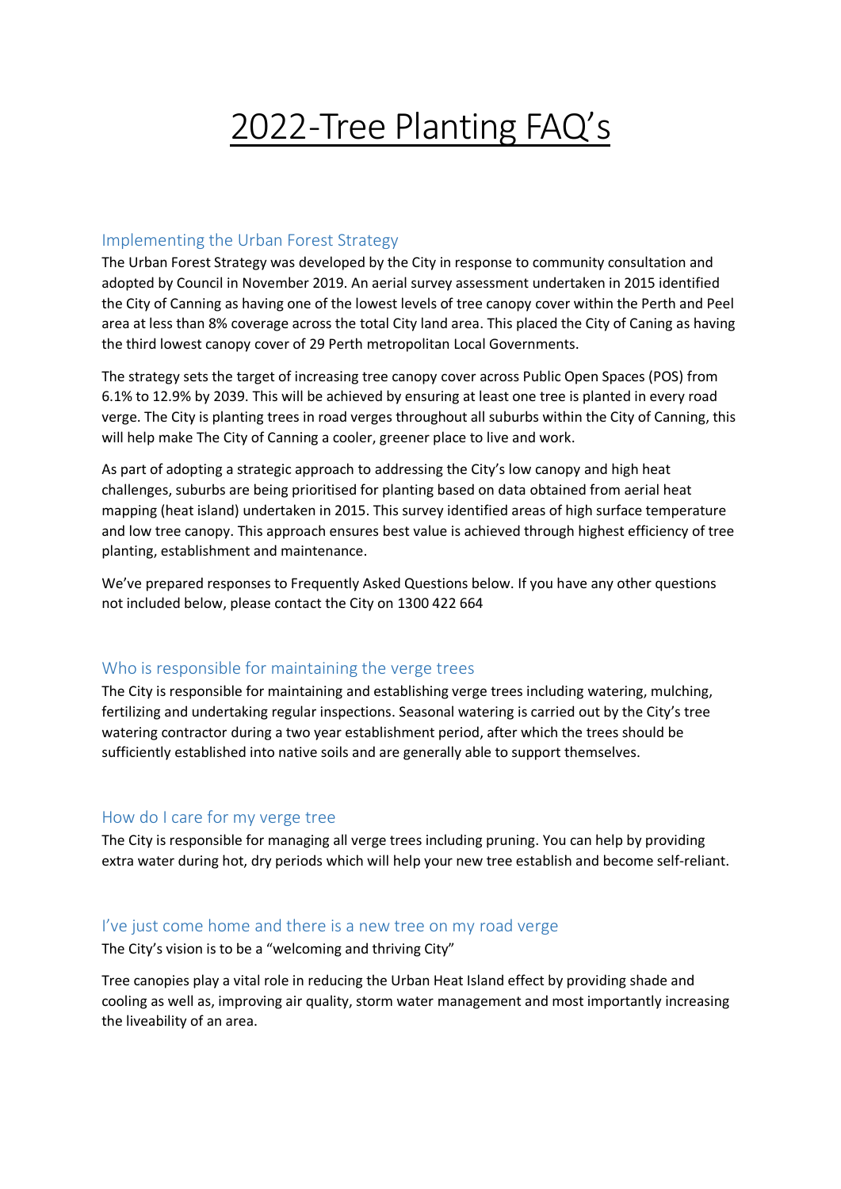# 2022-Tree Planting FAQ's

## Implementing the Urban Forest Strategy

The Urban Forest Strategy was developed by the City in response to community consultation and adopted by Council in November 2019. An aerial survey assessment undertaken in 2015 identified the City of Canning as having one of the lowest levels of tree canopy cover within the Perth and Peel area at less than 8% coverage across the total City land area. This placed the City of Caning as having the third lowest canopy cover of 29 Perth metropolitan Local Governments.

The strategy sets the target of increasing tree canopy cover across Public Open Spaces (POS) from 6.1% to 12.9% by 2039. This will be achieved by ensuring at least one tree is planted in every road verge. The City is planting trees in road verges throughout all suburbs within the City of Canning, this will help make The City of Canning a cooler, greener place to live and work.

As part of adopting a strategic approach to addressing the City's low canopy and high heat challenges, suburbs are being prioritised for planting based on data obtained from aerial heat mapping (heat island) undertaken in 2015. This survey identified areas of high surface temperature and low tree canopy. This approach ensures best value is achieved through highest efficiency of tree planting, establishment and maintenance.

We've prepared responses to Frequently Asked Questions below. If you have any other questions not included below, please contact the City on 1300 422 664

## Who is responsible for maintaining the verge trees

The City is responsible for maintaining and establishing verge trees including watering, mulching, fertilizing and undertaking regular inspections. Seasonal watering is carried out by the City's tree watering contractor during a two year establishment period, after which the trees should be sufficiently established into native soils and are generally able to support themselves.

## How do I care for my verge tree

The City is responsible for managing all verge trees including pruning. You can help by providing extra water during hot, dry periods which will help your new tree establish and become self-reliant.

## I've just come home and there is a new tree on my road verge

The City's vision is to be a "welcoming and thriving City"

Tree canopies play a vital role in reducing the Urban Heat Island effect by providing shade and cooling as well as, improving air quality, storm water management and most importantly increasing the liveability of an area.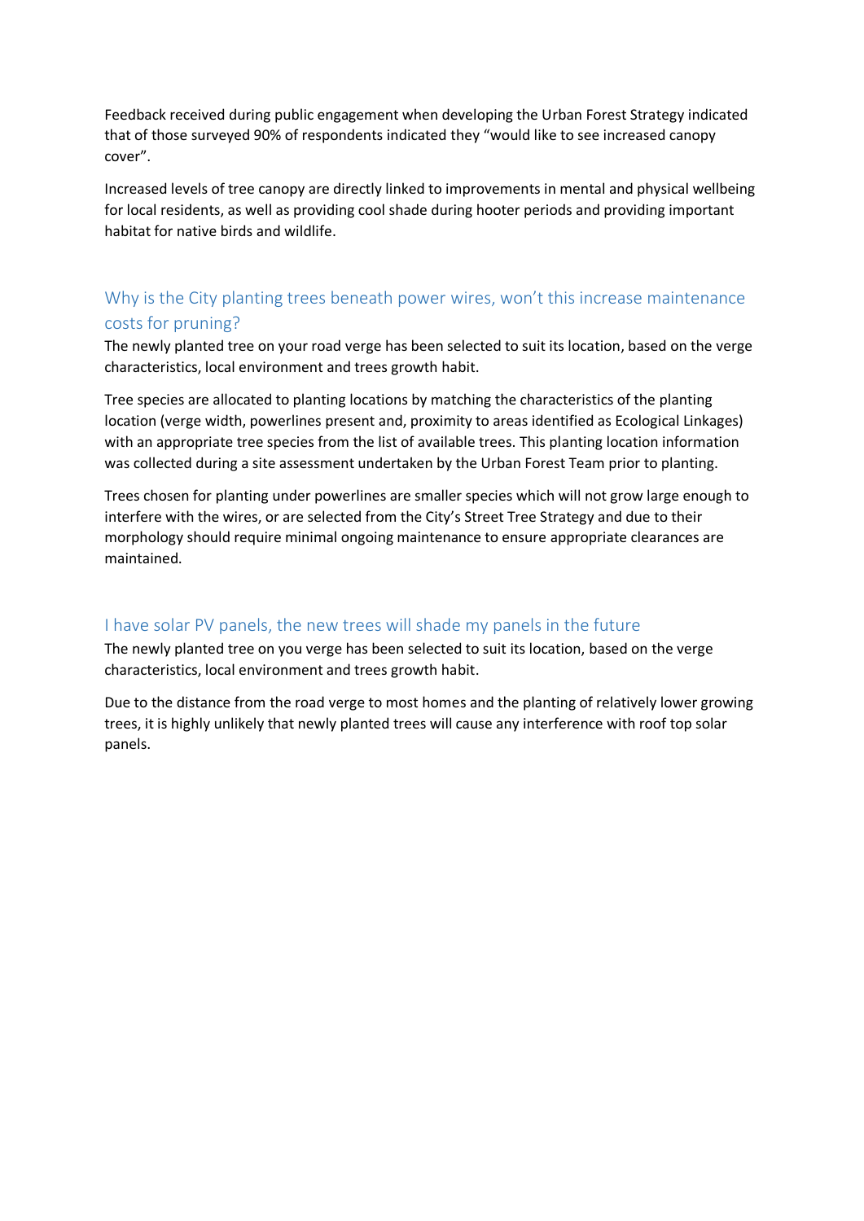Feedback received during public engagement when developing the Urban Forest Strategy indicated that of those surveyed 90% of respondents indicated they "would like to see increased canopy cover".

Increased levels of tree canopy are directly linked to improvements in mental and physical wellbeing for local residents, as well as providing cool shade during hooter periods and providing important habitat for native birds and wildlife.

## Why is the City planting trees beneath power wires, won't this increase maintenance costs for pruning?

The newly planted tree on your road verge has been selected to suit its location, based on the verge characteristics, local environment and trees growth habit.

Tree species are allocated to planting locations by matching the characteristics of the planting location (verge width, powerlines present and, proximity to areas identified as Ecological Linkages) with an appropriate tree species from the list of available trees. This planting location information was collected during a site assessment undertaken by the Urban Forest Team prior to planting.

Trees chosen for planting under powerlines are smaller species which will not grow large enough to interfere with the wires, or are selected from the City's Street Tree Strategy and due to their morphology should require minimal ongoing maintenance to ensure appropriate clearances are maintained.

## I have solar PV panels, the new trees will shade my panels in the future

The newly planted tree on you verge has been selected to suit its location, based on the verge characteristics, local environment and trees growth habit.

Due to the distance from the road verge to most homes and the planting of relatively lower growing trees, it is highly unlikely that newly planted trees will cause any interference with roof top solar panels.